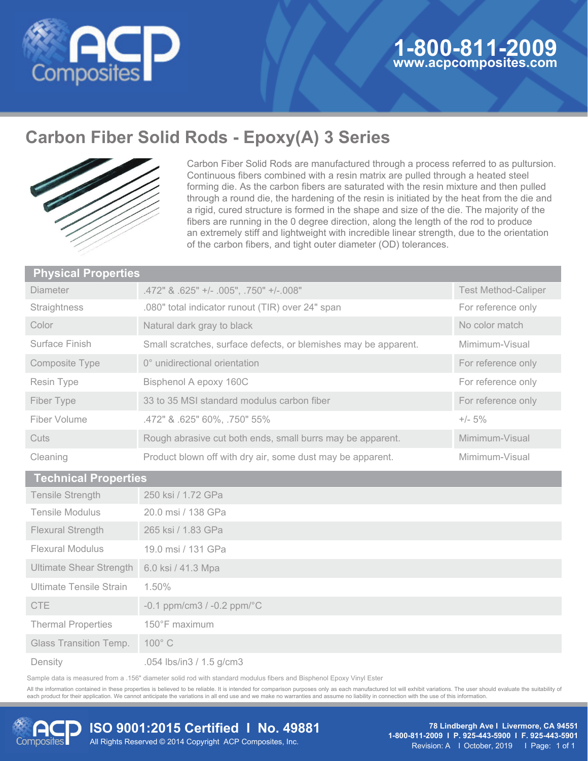# Carbon Fiber Solid Rods - Epoxy(A) 3 Series

Carbon Fiber Solid Rods are manufactured through a process referred to as pultursion. Continuous fibers combined with a resin matrix are pulled through a heated steel forming die. As the carbon fibers are saturated with the resin mixture and then pulled through a round die, the hardening of the resin is initiated by the heat from the die and a rigid, cured structure is formed in the shape and size of the die. The majority of the fibers are running in the 0 degree direction, along the length of the rod to produce an extremely stiff and lightweight with incredible linear strength, due to the orientation of the carbon fibers, and tight outer diameter (OD) tolerances.

## Physical Properties

| Property | Value | Note |
|---|---|---|
| Diameter | .472" & .625" +/- .005", .750" +/-.008" | Test Method-Caliper |
| Straightness | .080" total indicator runout (TIR) over 24" span | For reference only |
| Color | Natural dark gray to black | No color match |
| Surface Finish | Small scratches, surface defects, or blemishes may be apparent. | Mimimum-Visual |
| Composite Type | 0° unidirectional orientation | For reference only |
| Resin Type | Bisphenol A epoxy 160C | For reference only |
| Fiber Type | 33 to 35 MSI standard modulus carbon fiber | For reference only |
| Fiber Volume | .472" & .625" 60%, .750" 55% | +/- 5% |
| Cuts | Rough abrasive cut both ends, small burrs may be apparent. | Mimimum-Visual |
| Cleaning | Product blown off with dry air, some dust may be apparent. | Mimimum-Visual |

## Technical Properties

| Property | Value |
|---|---|
| Tensile Strength | 250 ksi / 1.72 GPa |
| Tensile Modulus | 20.0 msi / 138 GPa |
| Flexural Strength | 265 ksi / 1.83 GPa |
| Flexural Modulus | 19.0 msi / 131 GPa |
| Ultimate Shear Strength | 6.0 ksi / 41.3 Mpa |
| Ultimate Tensile Strain | 1.50% |
| CTE | -0.1 ppm/cm3 / -0.2 ppm/°C |
| Thermal Properties | 150°F maximum |
| Glass Transition Temp. | 100° C |
| Density | .054 lbs/in3 / 1.5 g/cm3 |

Sample data is measured from a .156" diameter solid rod with standard modulus fibers and Bisphenol Epoxy Vinyl Ester

All the information contained in these properties is believed to be reliable. It is intended for comparison purposes only as each manufactured lot will exhibit variations. The user should evaluate the suitability of each product for their application. We cannot anticipate the variations in all end use and we make no warranties and assume no liability in connection with the use of this information.

**ISO 9001:2015 Certified I No. 49881**

All Rights Reserved © 2014 Copyright ACP Composites, Inc.

**78 Lindbergh Ave I Livermore, CA 94551**
**1-800-811-2009 I P. 925-443-5900 I F. 925-443-5901**
Revision: A I October, 2019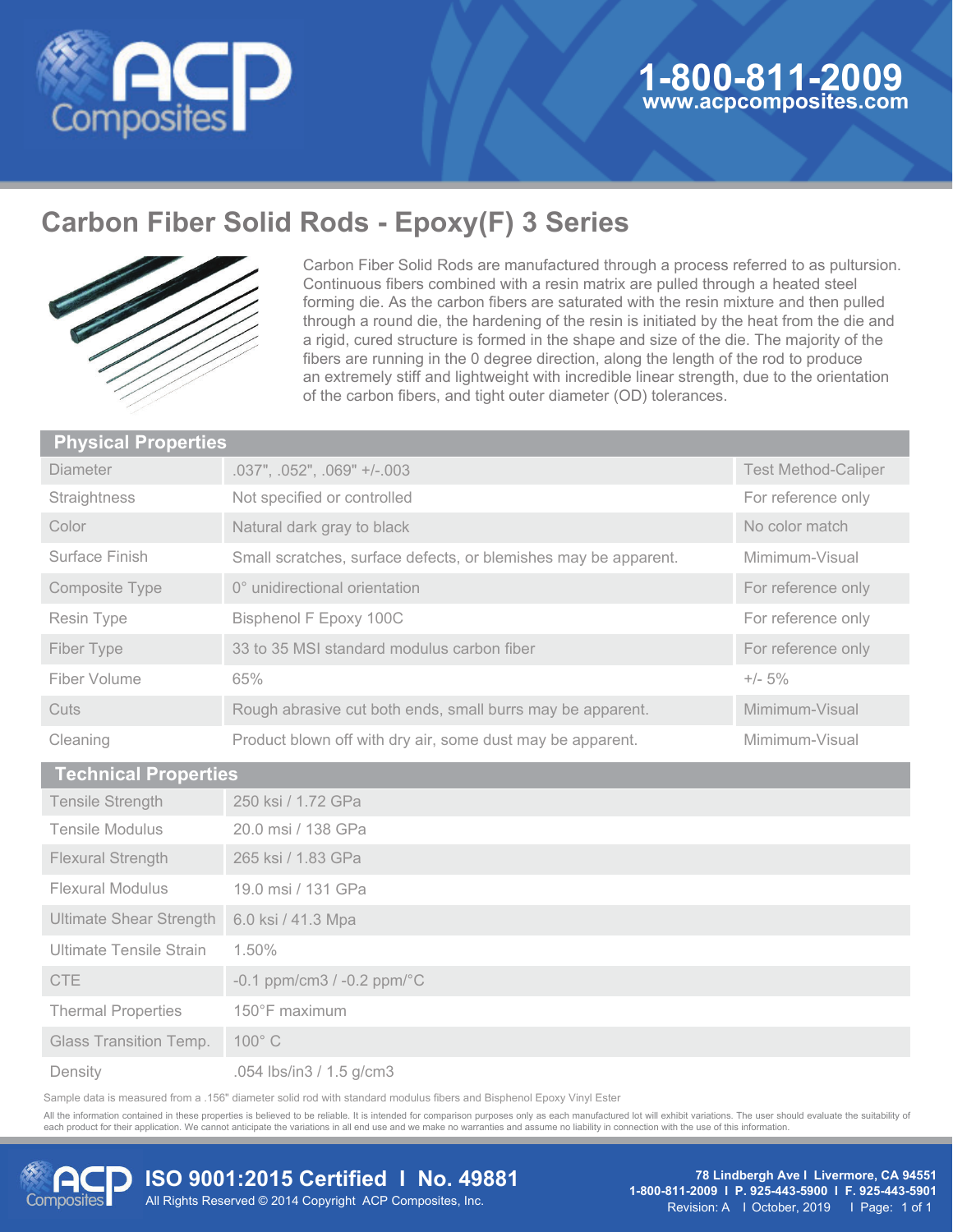# Carbon Fiber Solid Rods - Epoxy(F) 3 Series

Carbon Fiber Solid Rods are manufactured through a process referred to as pultursion. Continuous fibers combined with a resin matrix are pulled through a heated steel forming die. As the carbon fibers are saturated with the resin mixture and then pulled through a round die, the hardening of the resin is initiated by the heat from the die and a rigid, cured structure is formed in the shape and size of the die. The majority of the fibers are running in the 0 degree direction, along the length of the rod to produce an extremely stiff and lightweight with incredible linear strength, due to the orientation of the carbon fibers, and tight outer diameter (OD) tolerances.

| Physical Properties | | |
|---|---|---|
| Diameter | .037", .052", .069" +/-.003 | Test Method-Caliper |
| Straightness | Not specified or controlled | For reference only |
| Color | Natural dark gray to black | No color match |
| Surface Finish | Small scratches, surface defects, or blemishes may be apparent. | Mimimum-Visual |
| Composite Type | 0° unidirectional orientation | For reference only |
| Resin Type | Bisphenol F Epoxy 100C | For reference only |
| Fiber Type | 33 to 35 MSI standard modulus carbon fiber | For reference only |
| Fiber Volume | 65% | +/- 5% |
| Cuts | Rough abrasive cut both ends, small burrs may be apparent. | Mimimum-Visual |
| Cleaning | Product blown off with dry air, some dust may be apparent. | Mimimum-Visual |

| Technical Properties | |
|---|---|
| Tensile Strength | 250 ksi / 1.72 GPa |
| Tensile Modulus | 20.0 msi / 138 GPa |
| Flexural Strength | 265 ksi / 1.83 GPa |
| Flexural Modulus | 19.0 msi / 131 GPa |
| Ultimate Shear Strength | 6.0 ksi / 41.3 Mpa |
| Ultimate Tensile Strain | 1.50% |
| CTE | -0.1 ppm/cm3 / -0.2 ppm/°C |
| Thermal Properties | 150°F maximum |
| Glass Transition Temp. | 100° C |
| Density | .054 lbs/in3 / 1.5 g/cm3 |

Sample data is measured from a .156" diameter solid rod with standard modulus fibers and Bisphenol Epoxy Vinyl Ester

All the information contained in these properties is believed to be reliable. It is intended for comparison purposes only as each manufactured lot will exhibit variations. The user should evaluate the suitability of each product for their application. We cannot anticipate the variations in all end use and we make no warranties and assume no liability in connection with the use of this information.

**ISO 9001:2015 Certified | No. 49881**

All Rights Reserved © 2014 Copyright ACP Composites, Inc.

**78 Lindbergh Ave | Livermore, CA 94551**
**1-800-811-2009 | P. 925-443-5900 | F. 925-443-5901**
Revision: A | October, 2019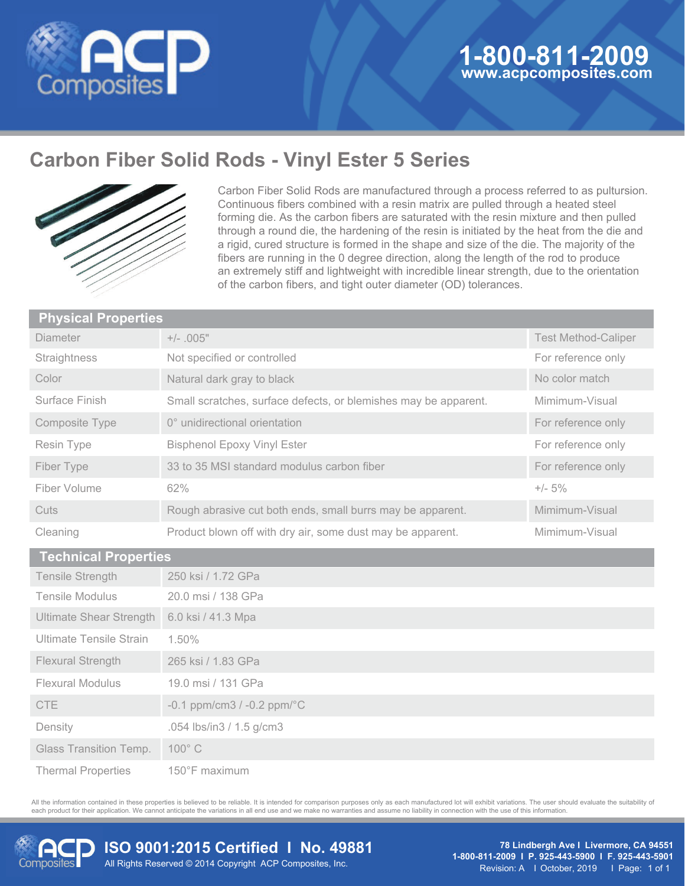# Carbon Fiber Solid Rods - Vinyl Ester 5 Series

Carbon Fiber Solid Rods are manufactured through a process referred to as pultursion. Continuous fibers combined with a resin matrix are pulled through a heated steel forming die. As the carbon fibers are saturated with the resin mixture and then pulled through a round die, the hardening of the resin is initiated by the heat from the die and a rigid, cured structure is formed in the shape and size of the die. The majority of the fibers are running in the 0 degree direction, along the length of the rod to produce an extremely stiff and lightweight with incredible linear strength, due to the orientation of the carbon fibers, and tight outer diameter (OD) tolerances.

| Physical Properties | | |
|---|---|---|
| Diameter | +/- .005" | Test Method-Caliper |
| Straightness | Not specified or controlled | For reference only |
| Color | Natural dark gray to black | No color match |
| Surface Finish | Small scratches, surface defects, or blemishes may be apparent. | Mimimum-Visual |
| Composite Type | 0° unidirectional orientation | For reference only |
| Resin Type | Bisphenol Epoxy Vinyl Ester | For reference only |
| Fiber Type | 33 to 35 MSI standard modulus carbon fiber | For reference only |
| Fiber Volume | 62% | +/- 5% |
| Cuts | Rough abrasive cut both ends, small burrs may be apparent. | Mimimum-Visual |
| Cleaning | Product blown off with dry air, some dust may be apparent. | Mimimum-Visual |

| Technical Properties | |
|---|---|
| Tensile Strength | 250 ksi / 1.72 GPa |
| Tensile Modulus | 20.0 msi / 138 GPa |
| Ultimate Shear Strength | 6.0 ksi / 41.3 Mpa |
| Ultimate Tensile Strain | 1.50% |
| Flexural Strength | 265 ksi / 1.83 GPa |
| Flexural Modulus | 19.0 msi / 131 GPa |
| CTE | -0.1 ppm/cm3 / -0.2 ppm/°C |
| Density | .054 lbs/in3 / 1.5 g/cm3 |
| Glass Transition Temp. | 100° C |
| Thermal Properties | 150°F maximum |

All the information contained in these properties is believed to be reliable. It is intended for comparison purposes only as each manufactured lot will exhibit variations. The user should evaluate the suitability of each product for their application. We cannot anticipate the variations in all end use and we make no warranties and assume no liability in connection with the use of this information.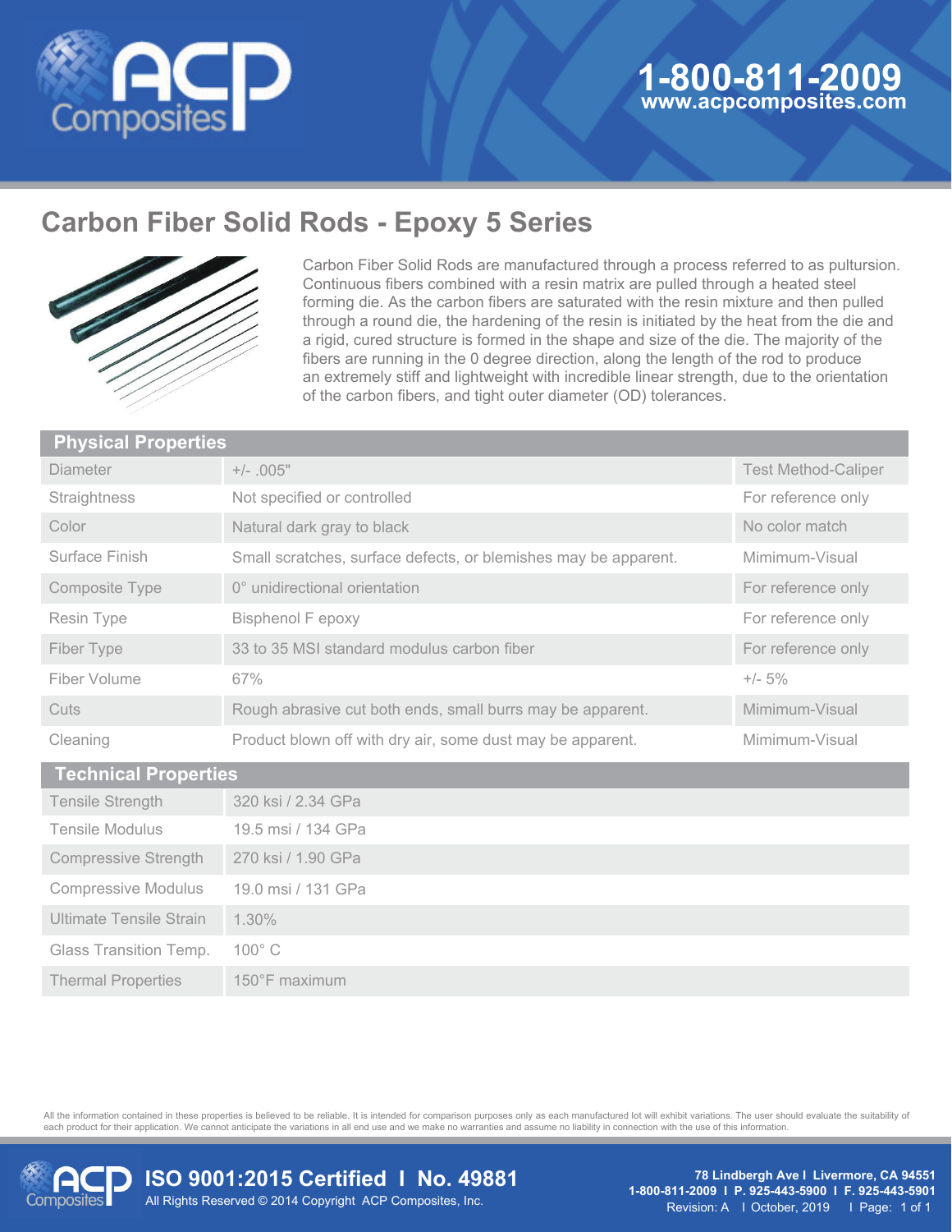# Carbon Fiber Solid Rods - Epoxy 5 Series

Carbon Fiber Solid Rods are manufactured through a process referred to as pultursion. Continuous fibers combined with a resin matrix are pulled through a heated steel forming die. As the carbon fibers are saturated with the resin mixture and then pulled through a round die, the hardening of the resin is initiated by the heat from the die and a rigid, cured structure is formed in the shape and size of the die. The majority of the fibers are running in the 0 degree direction, along the length of the rod to produce an extremely stiff and lightweight with incredible linear strength, due to the orientation of the carbon fibers, and tight outer diameter (OD) tolerances.

| Physical Properties | | |
|---|---|---|
| Diameter | +/- .005" | Test Method-Caliper |
| Straightness | Not specified or controlled | For reference only |
| Color | Natural dark gray to black | No color match |
| Surface Finish | Small scratches, surface defects, or blemishes may be apparent. | Mimimum-Visual |
| Composite Type | 0° unidirectional orientation | For reference only |
| Resin Type | Bisphenol F epoxy | For reference only |
| Fiber Type | 33 to 35 MSI standard modulus carbon fiber | For reference only |
| Fiber Volume | 67% | +/- 5% |
| Cuts | Rough abrasive cut both ends, small burrs may be apparent. | Mimimum-Visual |
| Cleaning | Product blown off with dry air, some dust may be apparent. | Mimimum-Visual |

| Technical Properties | |
|---|---|
| Tensile Strength | 320 ksi / 2.34 GPa |
| Tensile Modulus | 19.5 msi / 134 GPa |
| Compressive Strength | 270 ksi / 1.90 GPa |
| Compressive Modulus | 19.0 msi / 131 GPa |
| Ultimate Tensile Strain | 1.30% |
| Glass Transition Temp. | 100° C |
| Thermal Properties | 150°F maximum |

All the information contained in these properties is believed to be reliable. It is intended for comparison purposes only as each manufactured lot will exhibit variations. The user should evaluate the suitability of each product for their application. We cannot anticipate the variations in all end use and we make no warranties and assume no liability in connection with the use of this information.

**ISO 9001:2015 Certified I No. 49881**

All Rights Reserved © 2014 Copyright ACP Composites, Inc.

**78 Lindbergh Ave I Livermore, CA 94551**
**1-800-811-2009 I P. 925-443-5900 I F. 925-443-5901**
Revision: A I October, 2019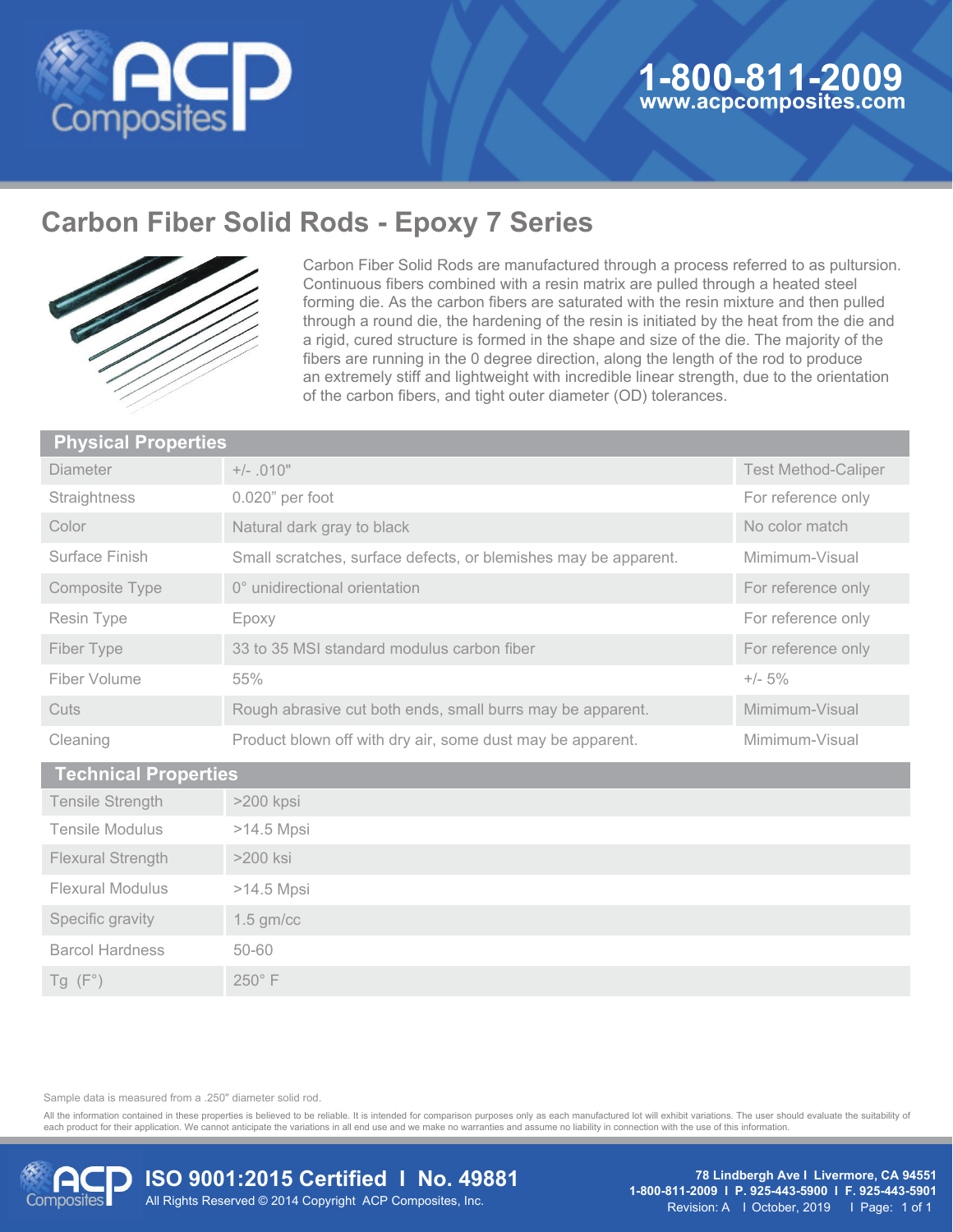# Carbon Fiber Solid Rods - Epoxy 7 Series

Carbon Fiber Solid Rods are manufactured through a process referred to as pultursion. Continuous fibers combined with a resin matrix are pulled through a heated steel forming die. As the carbon fibers are saturated with the resin mixture and then pulled through a round die, the hardening of the resin is initiated by the heat from the die and a rigid, cured structure is formed in the shape and size of the die. The majority of the fibers are running in the 0 degree direction, along the length of the rod to produce an extremely stiff and lightweight with incredible linear strength, due to the orientation of the carbon fibers, and tight outer diameter (OD) tolerances.

| Physical Properties | | |
|---|---|---|
| Diameter | +/- .010" | Test Method-Caliper |
| Straightness | 0.020" per foot | For reference only |
| Color | Natural dark gray to black | No color match |
| Surface Finish | Small scratches, surface defects, or blemishes may be apparent. | Mimimum-Visual |
| Composite Type | 0° unidirectional orientation | For reference only |
| Resin Type | Epoxy | For reference only |
| Fiber Type | 33 to 35 MSI standard modulus carbon fiber | For reference only |
| Fiber Volume | 55% | +/- 5% |
| Cuts | Rough abrasive cut both ends, small burrs may be apparent. | Mimimum-Visual |
| Cleaning | Product blown off with dry air, some dust may be apparent. | Mimimum-Visual |

| Technical Properties | |
|---|---|
| Tensile Strength | >200 kpsi |
| Tensile Modulus | >14.5 Mpsi |
| Flexural Strength | >200 ksi |
| Flexural Modulus | >14.5 Mpsi |
| Specific gravity | 1.5 gm/cc |
| Barcol Hardness | 50-60 |
| Tg (F°) | 250° F |

Sample data is measured from a .250" diameter solid rod.

All the information contained in these properties is believed to be reliable. It is intended for comparison purposes only as each manufactured lot will exhibit variations. The user should evaluate the suitability of each product for their application. We cannot anticipate the variations in all end use and we make no warranties and assume no liability in connection with the use of this information.

**ISO 9001:2015 Certified I No. 49881**

All Rights Reserved © 2014 Copyright ACP Composites, Inc.

**78 Lindbergh Ave I Livermore, CA 94551**
**1-800-811-2009 I P. 925-443-5900 I F. 925-443-5901**
Revision: A I October, 2019